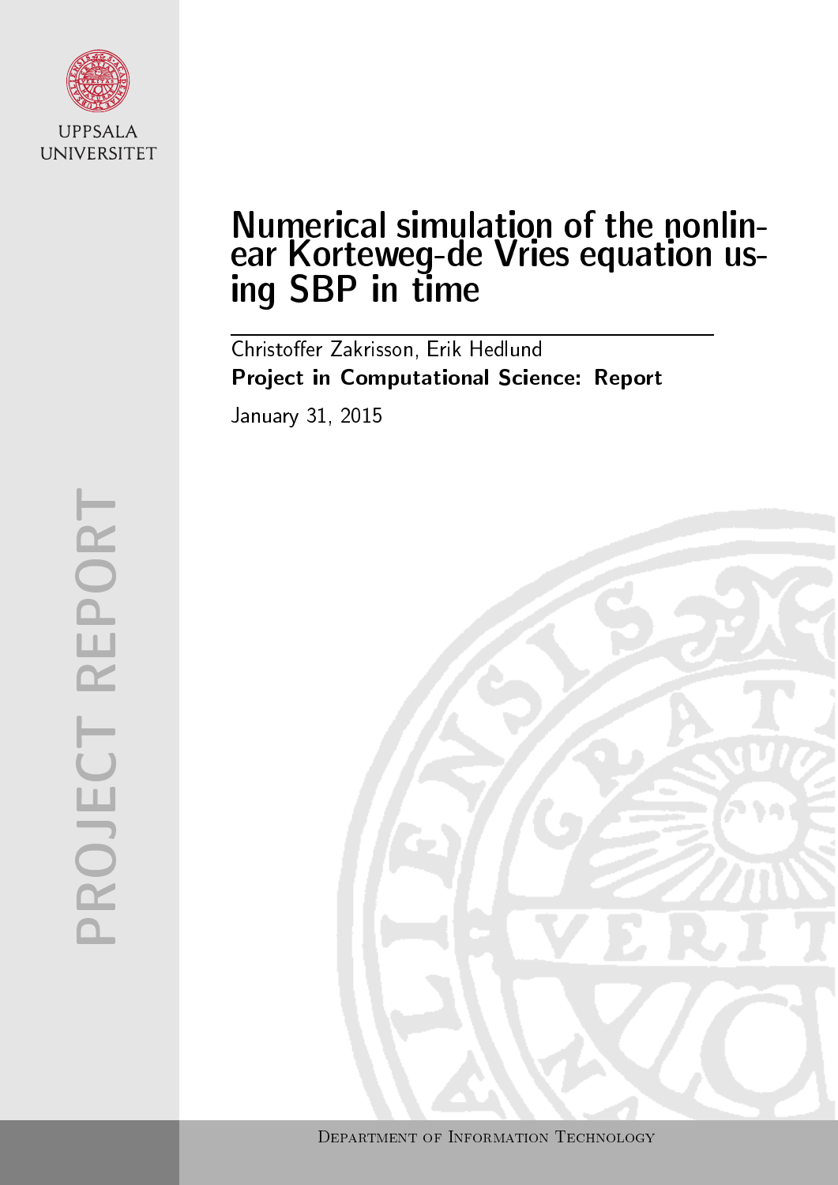UPPSALA UNIVERSITET

PROJECT REPORT

# Numerical simulation of the nonlinear Korteweg-de Vries equation using SBP in time

Christoffer Zakrisson, Erik Hedlund

**Project in Computational Science: Report**

January 31, 2015

Department of Information Technology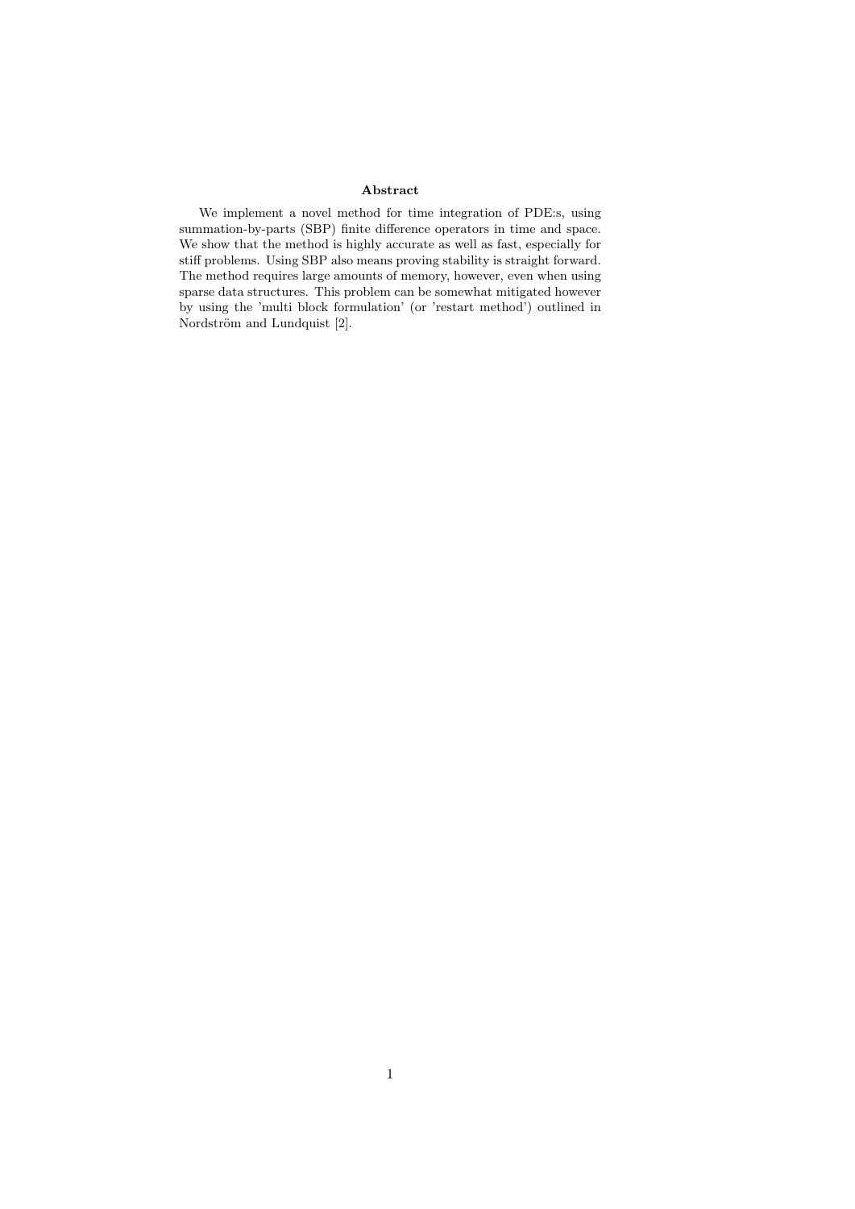## Abstract

We implement a novel method for time integration of PDE:s, using summation-by-parts (SBP) finite difference operators in time and space. We show that the method is highly accurate as well as fast, especially for stiff problems. Using SBP also means proving stability is straight forward. The method requires large amounts of memory, however, even when using sparse data structures. This problem can be somewhat mitigated however by using the 'multi block formulation' (or 'restart method') outlined in Nordström and Lundquist [2].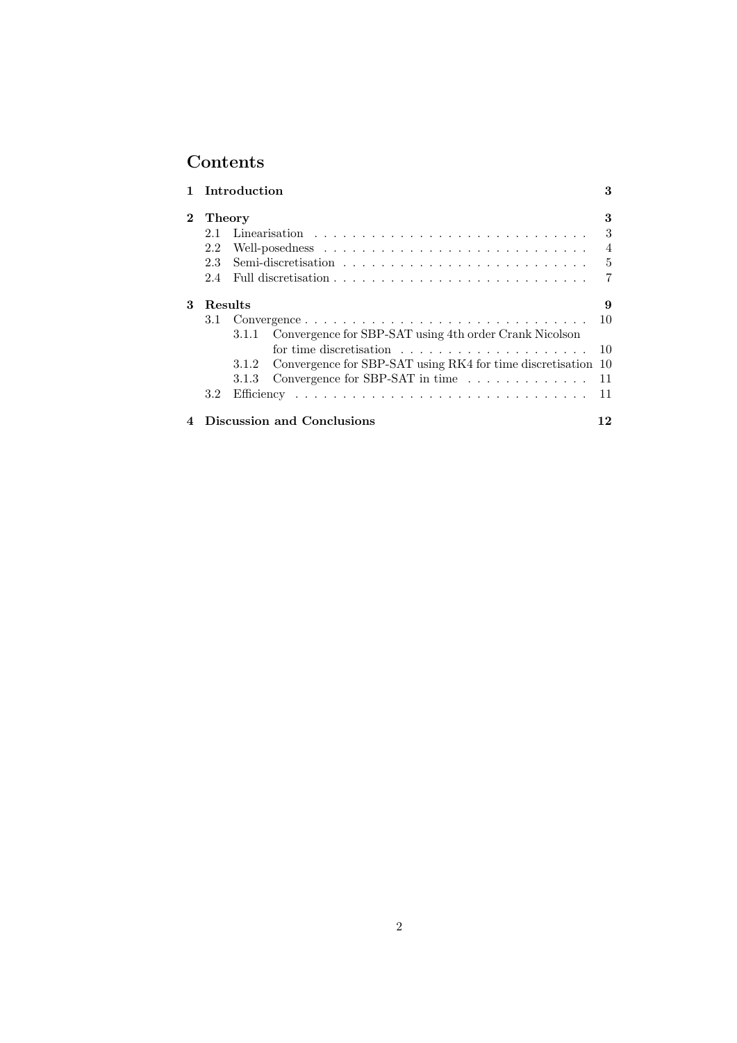# Contents

| | | |
|---|---|---|
| **1** | **Introduction** | **3** |
| **2** | **Theory** | **3** |
| 2.1 | Linearisation | 3 |
| 2.2 | Well-posedness | 4 |
| 2.3 | Semi-discretisation | 5 |
| 2.4 | Full discretisation | 7 |
| **3** | **Results** | **9** |
| 3.1 | Convergence | 10 |
| 3.1.1 | Convergence for SBP-SAT using 4th order Crank Nicolson for time discretisation | 10 |
| 3.1.2 | Convergence for SBP-SAT using RK4 for time discretisation | 10 |
| 3.1.3 | Convergence for SBP-SAT in time | 11 |
| 3.2 | Efficiency | 11 |
| **4** | **Discussion and Conclusions** | **12** |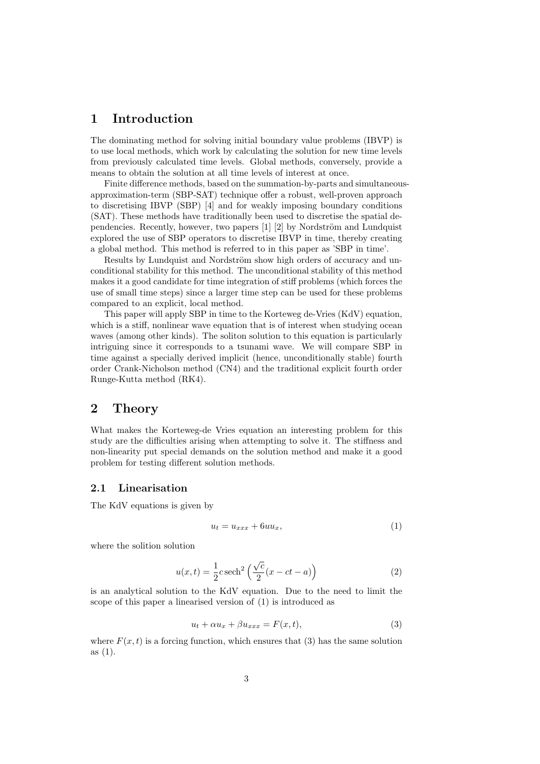# 1 Introduction

The dominating method for solving initial boundary value problems (IBVP) is to use local methods, which work by calculating the solution for new time levels from previously calculated time levels. Global methods, conversely, provide a means to obtain the solution at all time levels of interest at once.

Finite difference methods, based on the summation-by-parts and simultaneous-approximation-term (SBP-SAT) technique offer a robust, well-proven approach to discretising IBVP (SBP) [4] and for weakly imposing boundary conditions (SAT). These methods have traditionally been used to discretise the spatial dependencies. Recently, however, two papers [1] [2] by Nordström and Lundquist explored the use of SBP operators to discretise IBVP in time, thereby creating a global method. This method is referred to in this paper as 'SBP in time'.

Results by Lundquist and Nordström show high orders of accuracy and unconditional stability for this method. The unconditional stability of this method makes it a good candidate for time integration of stiff problems (which forces the use of small time steps) since a larger time step can be used for these problems compared to an explicit, local method.

This paper will apply SBP in time to the Korteweg de-Vries (KdV) equation, which is a stiff, nonlinear wave equation that is of interest when studying ocean waves (among other kinds). The soliton solution to this equation is particularly intriguing since it corresponds to a tsunami wave. We will compare SBP in time against a specially derived implicit (hence, unconditionally stable) fourth order Crank-Nicholson method (CN4) and the traditional explicit fourth order Runge-Kutta method (RK4).

# 2 Theory

What makes the Korteweg-de Vries equation an interesting problem for this study are the difficulties arising when attempting to solve it. The stiffness and non-linearity put special demands on the solution method and make it a good problem for testing different solution methods.

## 2.1 Linearisation

The KdV equations is given by

$$u_t = u_{xxx} + 6uu_x, \tag{1}$$

where the solition solution

$$u(x,t) = \frac{1}{2}c\,\mathrm{sech}^2\left(\frac{\sqrt{c}}{2}(x - ct - a)\right) \tag{2}$$

is an analytical solution to the KdV equation. Due to the need to limit the scope of this paper a linearised version of (1) is introduced as

$$u_t + \alpha u_x + \beta u_{xxx} = F(x,t), \tag{3}$$

where $F(x,t)$ is a forcing function, which ensures that (3) has the same solution as (1).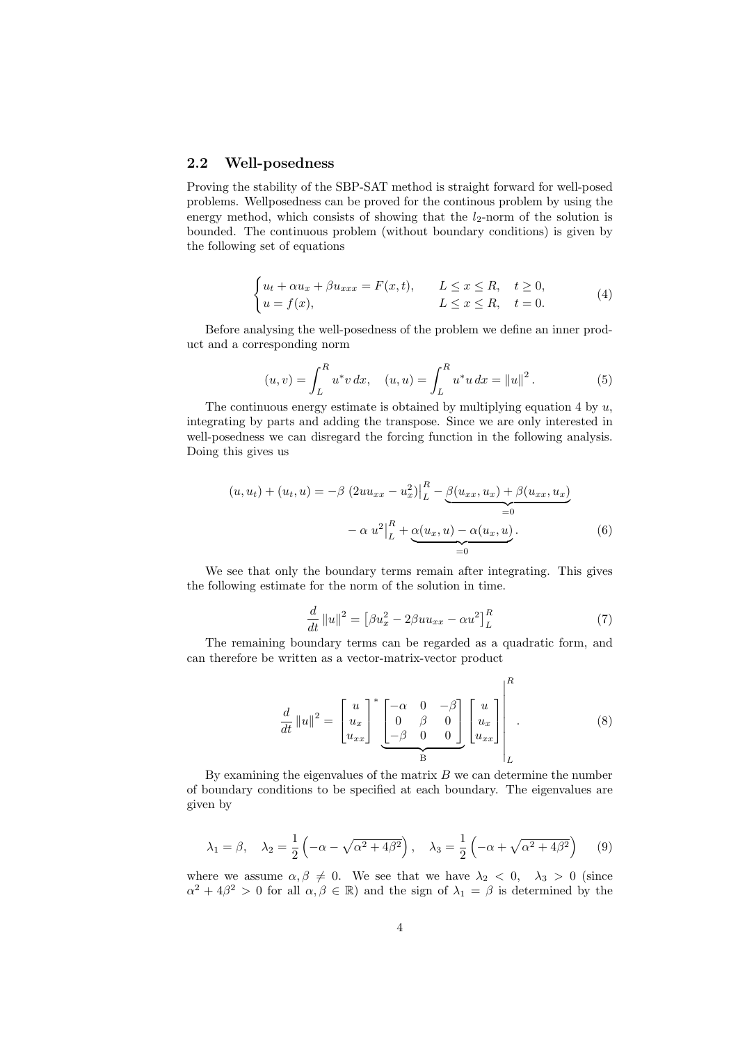## 2.2 Well-posedness

Proving the stability of the SBP-SAT method is straight forward for well-posed problems. Wellposedness can be proved for the continous problem by using the energy method, which consists of showing that the $l_2$-norm of the solution is bounded. The continuous problem (without boundary conditions) is given by the following set of equations

$$
\begin{cases} u_t + \alpha u_x + \beta u_{xxx} = F(x,t), & L \leq x \leq R, \quad t \geq 0, \\ u = f(x), & L \leq x \leq R, \quad t = 0. \end{cases} \tag{4}
$$

Before analysing the well-posedness of the problem we define an inner product and a corresponding norm

$$
(u, v) = \int_L^R u^* v \, dx, \quad (u, u) = \int_L^R u^* u \, dx = \|u\|^2 . \tag{5}
$$

The continuous energy estimate is obtained by multiplying equation 4 by $u$, integrating by parts and adding the transpose. Since we are only interested in well-posedness we can disregard the forcing function in the following analysis. Doing this gives us

$$
\begin{aligned}
(u, u_t) + (u_t, u) = -\beta \left. (2uu_{xx} - u_x^2) \right|_L^R - \underbrace{\beta(u_{xx}, u_x) + \beta(u_{xx}, u_x)}_{=0} \\
- \alpha \left. u^2 \right|_L^R + \underbrace{\alpha(u_x, u) - \alpha(u_x, u)}_{=0} .
\end{aligned} \tag{6}
$$

We see that only the boundary terms remain after integrating. This gives the following estimate for the norm of the solution in time.

$$
\frac{d}{dt} \|u\|^2 = \left[ \beta u_x^2 - 2\beta u u_{xx} - \alpha u^2 \right]_L^R \tag{7}
$$

The remaining boundary terms can be regarded as a quadratic form, and can therefore be written as a vector-matrix-vector product

$$
\frac{d}{dt} \|u\|^2 = \left. \begin{bmatrix} u \\ u_x \\ u_{xx} \end{bmatrix}^* \underbrace{\begin{bmatrix} -\alpha & 0 & -\beta \\ 0 & \beta & 0 \\ -\beta & 0 & 0 \end{bmatrix}}_{\text{B}} \begin{bmatrix} u \\ u_x \\ u_{xx} \end{bmatrix} \right|_L^R . \tag{8}
$$

By examining the eigenvalues of the matrix $B$ we can determine the number of boundary conditions to be specified at each boundary. The eigenvalues are given by

$$
\lambda_1 = \beta, \quad \lambda_2 = \frac{1}{2}\left( -\alpha - \sqrt{\alpha^2 + 4\beta^2} \right), \quad \lambda_3 = \frac{1}{2}\left( -\alpha + \sqrt{\alpha^2 + 4\beta^2} \right) \tag{9}
$$

where we assume $\alpha, \beta \neq 0$. We see that we have $\lambda_2 < 0, \quad \lambda_3 > 0$ (since $\alpha^2 + 4\beta^2 > 0$ for all $\alpha, \beta \in \mathbb{R}$) and the sign of $\lambda_1 = \beta$ is determined by the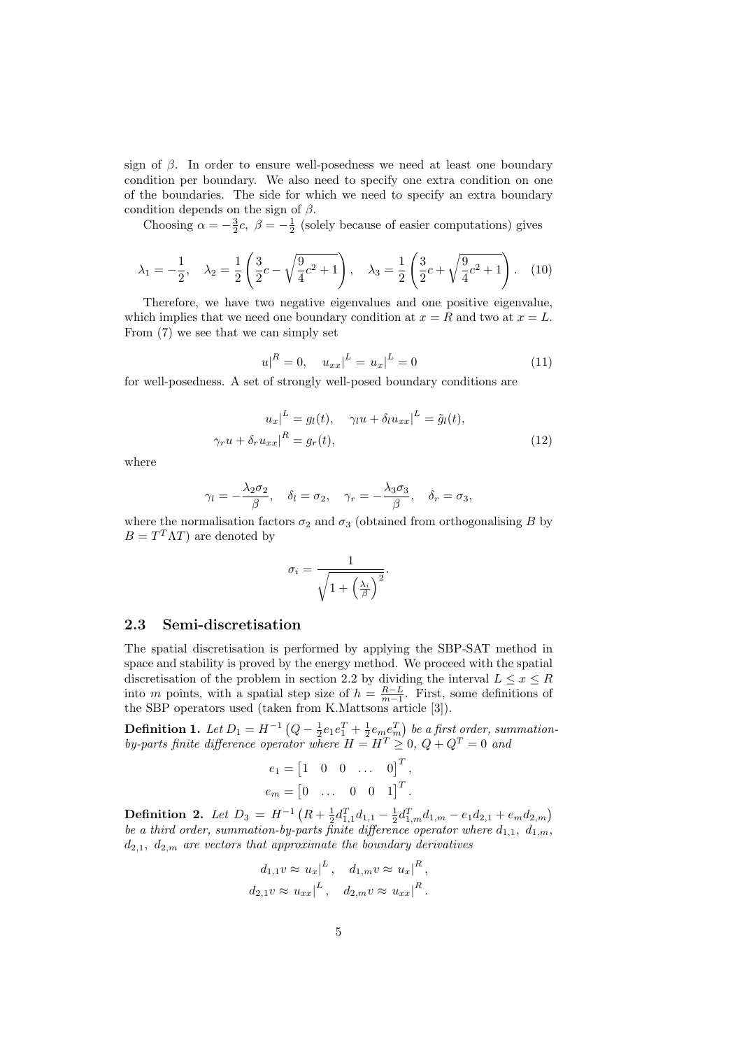sign of $\beta$. In order to ensure well-posedness we need at least one boundary condition per boundary. We also need to specify one extra condition on one of the boundaries. The side for which we need to specify an extra boundary condition depends on the sign of $\beta$.

Choosing $\alpha = -\frac{3}{2}c,\ \beta = -\frac{1}{2}$ (solely because of easier computations) gives

$$\lambda_1 = -\frac{1}{2}, \quad \lambda_2 = \frac{1}{2}\left(\frac{3}{2}c - \sqrt{\frac{9}{4}c^2 + 1}\right), \quad \lambda_3 = \frac{1}{2}\left(\frac{3}{2}c + \sqrt{\frac{9}{4}c^2 + 1}\right). \quad (10)$$

Therefore, we have two negative eigenvalues and one positive eigenvalue, which implies that we need one boundary condition at $x = R$ and two at $x = L$. From (7) we see that we can simply set

$$u|^R = 0, \quad u_{xx}|^L = u_x|^L = 0 \quad (11)$$

for well-posedness. A set of strongly well-posed boundary conditions are

$$\begin{aligned} u_x|^L = g_l(t), \quad \gamma_l u + \delta_l u_{xx}|^L = \tilde{g}_l(t), \\ \gamma_r u + \delta_r u_{xx}|^R = g_r(t), \end{aligned} \quad (12)$$

where

$$\gamma_l = -\frac{\lambda_2 \sigma_2}{\beta}, \quad \delta_l = \sigma_2, \quad \gamma_r = -\frac{\lambda_3 \sigma_3}{\beta}, \quad \delta_r = \sigma_3,$$

where the normalisation factors $\sigma_2$ and $\sigma_3$ (obtained from orthogonalising $B$ by $B = T^T \Lambda T$) are denoted by

$$\sigma_i = \frac{1}{\sqrt{1 + \left(\frac{\lambda_i}{\beta}\right)^2}}.$$

### 2.3 Semi-discretisation

The spatial discretisation is performed by applying the SBP-SAT method in space and stability is proved by the energy method. We proceed with the spatial discretisation of the problem in section 2.2 by dividing the interval $L \leq x \leq R$ into $m$ points, with a spatial step size of $h = \frac{R-L}{m-1}$. First, some definitions of the SBP operators used (taken from K.Mattsons article [3]).

**Definition 1.** *Let $D_1 = H^{-1}\left(Q - \frac{1}{2}e_1 e_1^T + \frac{1}{2}e_m e_m^T\right)$ be a first order, summation-by-parts finite difference operator where $H = H^T \geq 0$, $Q + Q^T = 0$ and*

$$\begin{aligned} e_1 &= \begin{bmatrix} 1 & 0 & 0 & \dots & 0 \end{bmatrix}^T, \\ e_m &= \begin{bmatrix} 0 & \dots & 0 & 0 & 1 \end{bmatrix}^T. \end{aligned}$$

**Definition 2.** *Let $D_3 = H^{-1}\left(R + \frac{1}{2}d_{1,1}^T d_{1,1} - \frac{1}{2}d_{1,m}^T d_{1,m} - e_1 d_{2,1} + e_m d_{2,m}\right)$ be a third order, summation-by-parts finite difference operator where $d_{1,1},\ d_{1,m}$, $d_{2,1},\ d_{2,m}$ are vectors that approximate the boundary derivatives*

$$\begin{aligned} d_{1,1}v \approx u_x|^L, \quad d_{1,m}v \approx u_x|^R, \\ d_{2,1}v \approx u_{xx}|^L, \quad d_{2,m}v \approx u_{xx}|^R. \end{aligned}$$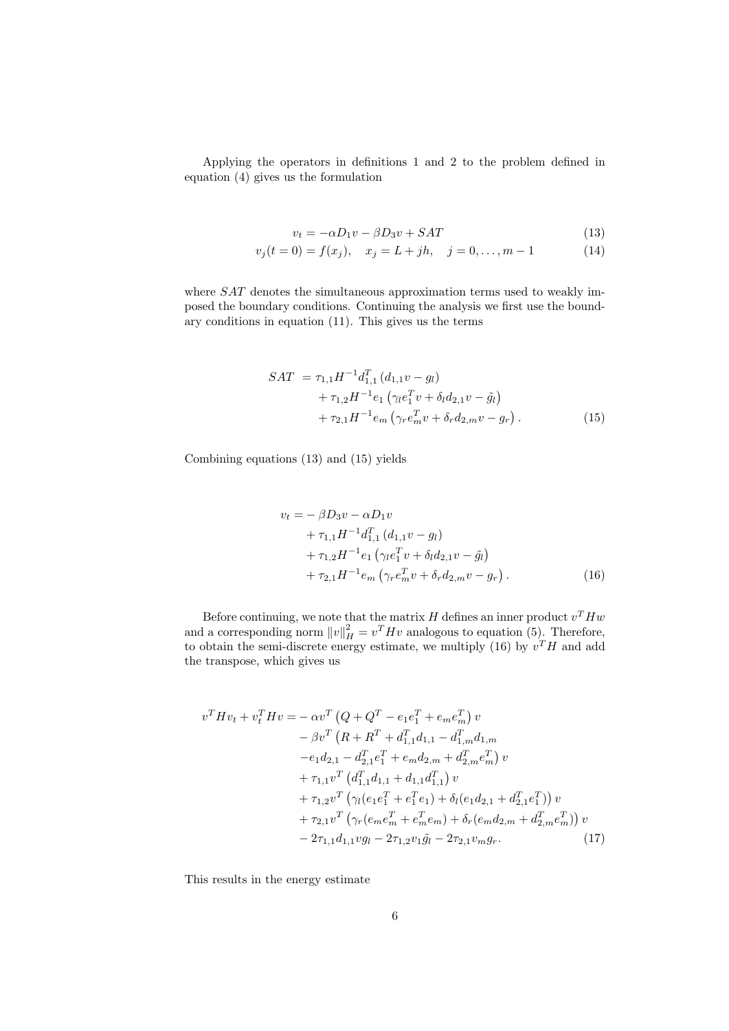Applying the operators in definitions 1 and 2 to the problem defined in equation (4) gives us the formulation

$$
\begin{aligned}
v_t &= -\alpha D_1 v - \beta D_3 v + SAT & (13)\\
v_j(t=0) &= f(x_j), \quad x_j = L + jh, \quad j = 0, \ldots, m-1 & (14)
\end{aligned}
$$

where $SAT$ denotes the simultaneous approximation terms used to weakly imposed the boundary conditions. Continuing the analysis we first use the boundary conditions in equation (11). This gives us the terms

$$
\begin{aligned}
SAT \; = \; & \tau_{1,1} H^{-1} d_{1,1}^T \left(d_{1,1} v - g_l\right) \\
& + \tau_{1,2} H^{-1} e_1 \left(\gamma_l e_1^T v + \delta_l d_{2,1} v - \tilde{g}_l\right) \\
& + \tau_{2,1} H^{-1} e_m \left(\gamma_r e_m^T v + \delta_r d_{2,m} v - g_r\right). \qquad (15)
\end{aligned}
$$

Combining equations (13) and (15) yields

$$
\begin{aligned}
v_t = & -\beta D_3 v - \alpha D_1 v \\
& + \tau_{1,1} H^{-1} d_{1,1}^T \left(d_{1,1} v - g_l\right) \\
& + \tau_{1,2} H^{-1} e_1 \left(\gamma_l e_1^T v + \delta_l d_{2,1} v - \tilde{g}_l\right) \\
& + \tau_{2,1} H^{-1} e_m \left(\gamma_r e_m^T v + \delta_r d_{2,m} v - g_r\right). \qquad (16)
\end{aligned}
$$

Before continuing, we note that the matrix $H$ defines an inner product $v^T H w$ and a corresponding norm $\|v\|_H^2 = v^T H v$ analogous to equation (5). Therefore, to obtain the semi-discrete energy estimate, we multiply (16) by $v^T H$ and add the transpose, which gives us

$$
\begin{aligned}
v^T H v_t + v_t^T H v = & -\alpha v^T \left(Q + Q^T - e_1 e_1^T + e_m e_m^T\right) v \\
& - \beta v^T \left(R + R^T + d_{1,1}^T d_{1,1} - d_{1,m}^T d_{1,m} \right.\\
& \left. - e_1 d_{2,1} - d_{2,1}^T e_1^T + e_m d_{2,m} + d_{2,m}^T e_m^T\right) v \\
& + \tau_{1,1} v^T \left(d_{1,1}^T d_{1,1} + d_{1,1} d_{1,1}^T\right) v \\
& + \tau_{1,2} v^T \left(\gamma_l (e_1 e_1^T + e_1^T e_1) + \delta_l (e_1 d_{2,1} + d_{2,1}^T e_1^T)\right) v \\
& + \tau_{2,1} v^T \left(\gamma_r (e_m e_m^T + e_m^T e_m) + \delta_r (e_m d_{2,m} + d_{2,m}^T e_m^T)\right) v \\
& - 2\tau_{1,1} d_{1,1} v g_l - 2\tau_{1,2} v_1 \tilde{g}_l - 2\tau_{2,1} v_m g_r. \qquad (17)
\end{aligned}
$$

This results in the energy estimate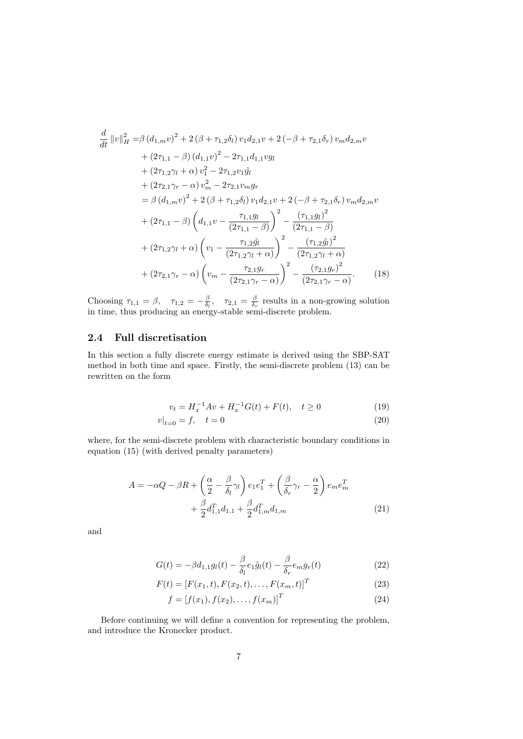$$
\begin{aligned}
\frac{d}{dt}\|v\|_H^2 =& \beta\left(d_{1,m}v\right)^2 + 2\left(\beta + \tau_{1,2}\delta_l\right) v_1 d_{2,1} v + 2\left(-\beta + \tau_{2,1}\delta_r\right) v_m d_{2,m} v \\
&+ \left(2\tau_{1,1} - \beta\right)\left(d_{1,1}v\right)^2 - 2\tau_{1,1} d_{1,1} v g_l \\
&+ \left(2\tau_{1,2}\gamma_l + \alpha\right) v_1^2 - 2\tau_{1,2} v_1 \tilde{g}_l \\
&+ \left(2\tau_{2,1}\gamma_r - \alpha\right) v_m^2 - 2\tau_{2,1} v_m g_r \\
=& \beta\left(d_{1,m}v\right)^2 + 2\left(\beta + \tau_{1,2}\delta_l\right) v_1 d_{2,1} v + 2\left(-\beta + \tau_{2,1}\delta_r\right) v_m d_{2,m} v \\
&+ \left(2\tau_{1,1} - \beta\right)\left(d_{1,1}v - \frac{\tau_{1,1} g_l}{\left(2\tau_{1,1} - \beta\right)}\right)^2 - \frac{\left(\tau_{1,1} g_l\right)^2}{\left(2\tau_{1,1} - \beta\right)} \\
&+ \left(2\tau_{1,2}\gamma_l + \alpha\right)\left(v_1 - \frac{\tau_{1,2}\tilde{g}_l}{\left(2\tau_{1,2}\gamma_l + \alpha\right)}\right)^2 - \frac{\left(\tau_{1,2}\tilde{g}_l\right)^2}{\left(2\tau_{1,2}\gamma_l + \alpha\right)} \\
&+ \left(2\tau_{2,1}\gamma_r - \alpha\right)\left(v_m - \frac{\tau_{2,1} g_r}{\left(2\tau_{2,1}\gamma_r - \alpha\right)}\right)^2 - \frac{\left(\tau_{2,1} g_r\right)^2}{\left(2\tau_{2,1}\gamma_r - \alpha\right)}.
\end{aligned}
\tag{18}
$$

Choosing $\tau_{1,1} = \beta, \quad \tau_{1,2} = -\frac{\beta}{\delta_l}, \quad \tau_{2,1} = \frac{\beta}{\delta_r}$ results in a non-growing solution in time, thus producing an energy-stable semi-discrete problem.

### 2.4 Full discretisation

In this section a fully discrete energy estimate is derived using the SBP-SAT method in both time and space. Firstly, the semi-discrete problem (13) can be rewritten on the form

$$
v_t = H_x^{-1} A v + H_x^{-1} G(t) + F(t), \quad t \geq 0 \tag{19}
$$

$$
v|_{t=0} = f, \quad t = 0 \tag{20}
$$

where, for the semi-discrete problem with characteristic boundary conditions in equation (15) (with derived penalty parameters)

$$
\begin{aligned}
A = -\alpha Q - \beta R + \left(\frac{\alpha}{2} - \frac{\beta}{\delta_l}\gamma_l\right) e_1 e_1^T + \left(\frac{\beta}{\delta_r}\gamma_r - \frac{\alpha}{2}\right) e_m e_m^T \\
+ \frac{\beta}{2} d_{1,1}^T d_{1,1} + \frac{\beta}{2} d_{1,m}^T d_{1,m}
\end{aligned}
\tag{21}
$$

and

$$
G(t) = -\beta d_{1,1} g_l(t) - \frac{\beta}{\delta_l} e_1 \tilde{g}_l(t) - \frac{\beta}{\delta_r} e_m g_r(t) \tag{22}
$$

$$
F(t) = \left[F(x_1, t), F(x_2, t), \ldots, F(x_m, t)\right]^T \tag{23}
$$

$$
f = \left[f(x_1), f(x_2), \ldots, f(x_m)\right]^T \tag{24}
$$

Before continuing we will define a convention for representing the problem, and introduce the Kronecker product.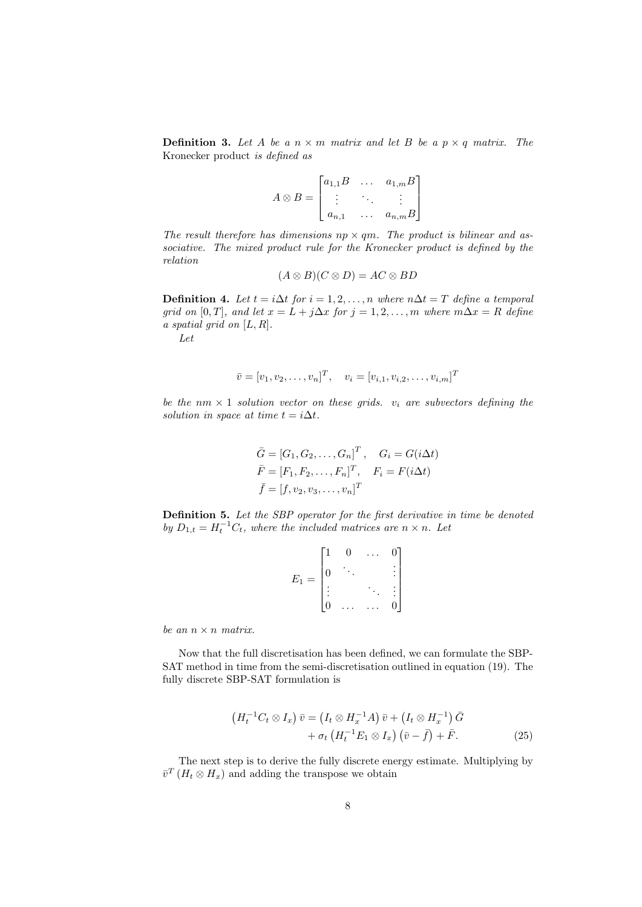**Definition 3.** *Let $A$ be a $n \times m$ matrix and let $B$ be a $p \times q$ matrix. The* Kronecker product *is defined as*

$$A \otimes B = \begin{bmatrix} a_{1,1}B & \dots & a_{1,m}B \\ \vdots & \ddots & \vdots \\ a_{n,1} & \dots & a_{n,m}B \end{bmatrix}$$

*The result therefore has dimensions $np \times qm$. The product is bilinear and associative. The mixed product rule for the Kronecker product is defined by the relation*

$$(A \otimes B)(C \otimes D) = AC \otimes BD$$

**Definition 4.** *Let $t = i\Delta t$ for $i = 1, 2, \dots, n$ where $n\Delta t = T$ define a temporal grid on $[0, T]$, and let $x = L + j\Delta x$ for $j = 1, 2, \dots, m$ where $m\Delta x = R$ define a spatial grid on $[L, R]$.*

*Let*

$$\bar{v} = [v_1, v_2, \dots, v_n]^T, \quad v_i = [v_{i,1}, v_{i,2}, \dots, v_{i,m}]^T$$

*be the $nm \times 1$ solution vector on these grids. $v_i$ are subvectors defining the solution in space at time $t = i\Delta t$.*

$$\begin{aligned} \bar{G} &= [G_1, G_2, \dots, G_n]^T, \quad G_i = G(i\Delta t) \\ \bar{F} &= [F_1, F_2, \dots, F_n]^T, \quad F_i = F(i\Delta t) \\ \bar{f} &= [f, v_2, v_3, \dots, v_n]^T \end{aligned}$$

**Definition 5.** *Let the SBP operator for the first derivative in time be denoted by $D_{1,t} = H_t^{-1}C_t$, where the included matrices are $n \times n$. Let*

$$E_1 = \begin{bmatrix} 1 & 0 & \dots & 0 \\ 0 & \ddots & & \vdots \\ \vdots & & \ddots & \vdots \\ 0 & \dots & \dots & 0 \end{bmatrix}$$

*be an $n \times n$ matrix.*

Now that the full discretisation has been defined, we can formulate the SBP-SAT method in time from the semi-discretisation outlined in equation (19). The fully discrete SBP-SAT formulation is

$$\begin{aligned} \left(H_t^{-1}C_t \otimes I_x\right)\bar{v} = \left(I_t \otimes H_x^{-1}A\right)\bar{v} + \left(I_t \otimes H_x^{-1}\right)\bar{G} \\ + \sigma_t\left(H_t^{-1}E_1 \otimes I_x\right)\left(\bar{v} - \bar{f}\right) + \bar{F}. \end{aligned} \tag{25}$$

The next step is to derive the fully discrete energy estimate. Multiplying by $\bar{v}^T\left(H_t \otimes H_x\right)$ and adding the transpose we obtain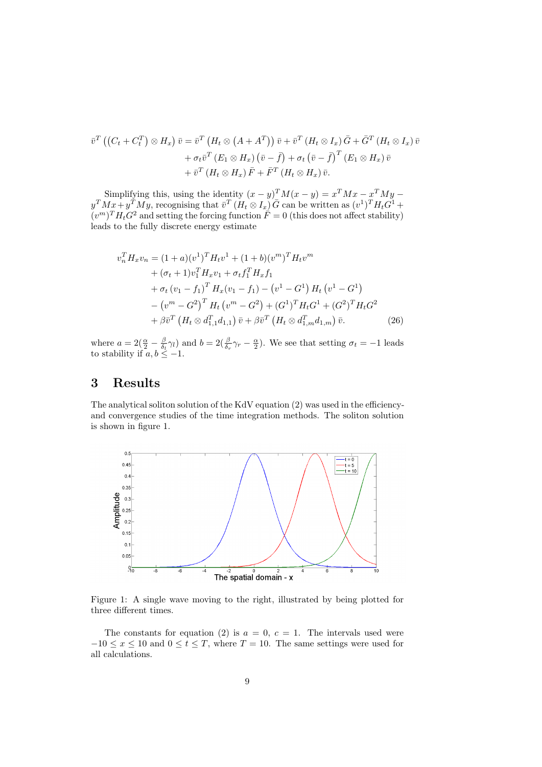$$
\begin{aligned}
\bar{v}^T \left( \left( C_t + C_t^T \right) \otimes H_x \right) \bar{v} = \bar{v}^T \left( H_t \otimes \left( A + A^T \right) \right) \bar{v} + \bar{v}^T \left( H_t \otimes I_x \right) \bar{G} + \bar{G}^T \left( H_t \otimes I_x \right) \bar{v} \\
+ \sigma_t \bar{v}^T \left( E_1 \otimes H_x \right) \left( \bar{v} - \bar{f} \right) + \sigma_t \left( \bar{v} - \bar{f} \right)^T \left( E_1 \otimes H_x \right) \bar{v} \\
+ \bar{v}^T \left( H_t \otimes H_x \right) \bar{F} + \bar{F}^T \left( H_t \otimes H_x \right) \bar{v}.
\end{aligned}
$$

Simplifying this, using the identity $(x-y)^T M (x-y) = x^T M x - x^T M y - y^T M x + y^T M y$, recognising that $\bar{v}^T \left( H_t \otimes I_x \right) \bar{G}$ can be written as $(v^1)^T H_t G^1 + (v^m)^T H_t G^2$ and setting the forcing function $\bar{F} = 0$ (this does not affect stability) leads to the fully discrete energy estimate

$$
\begin{aligned}
v_n^T H_x v_n = {} & (1+a)(v^1)^T H_t v^1 + (1+b)(v^m)^T H_t v^m \\
& + (\sigma_t + 1) v_1^T H_x v_1 + \sigma_t f_1^T H_x f_1 \\
& + \sigma_t \left( v_1 - f_1 \right)^T H_x (v_1 - f_1) - \left( v^1 - G^1 \right) H_t \left( v^1 - G^1 \right) \\
& - \left( v^m - G^2 \right)^T H_t \left( v^m - G^2 \right) + (G^1)^T H_t G^1 + (G^2)^T H_t G^2 \\
& + \beta \bar{v}^T \left( H_t \otimes d_{1,1}^T d_{1,1} \right) \bar{v} + \beta \bar{v}^T \left( H_t \otimes d_{1,m}^T d_{1,m} \right) \bar{v}. \qquad (26)
\end{aligned}
$$

where $a = 2(\frac{\alpha}{2} - \frac{\beta}{\delta_l}\gamma_l)$ and $b = 2(\frac{\beta}{\delta_r}\gamma_r - \frac{\alpha}{2})$. We see that setting $\sigma_t = -1$ leads to stability if $a, b \leq -1$.

## 3 Results

The analytical soliton solution of the KdV equation (2) was used in the efficiency- and convergence studies of the time integration methods. The soliton solution is shown in figure 1.

Figure 1: A single wave moving to the right, illustrated by being plotted for three different times.

The constants for equation (2) is $a = 0$, $c = 1$. The intervals used were $-10 \leq x \leq 10$ and $0 \leq t \leq T$, where $T = 10$. The same settings were used for all calculations.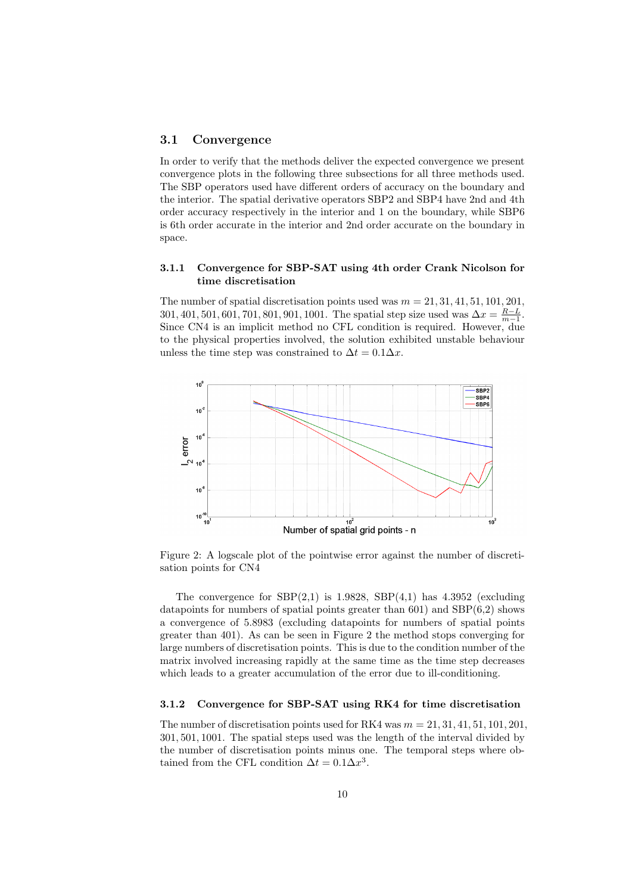### 3.1 Convergence

In order to verify that the methods deliver the expected convergence we present convergence plots in the following three subsections for all three methods used. The SBP operators used have different orders of accuracy on the boundary and the interior. The spatial derivative operators SBP2 and SBP4 have 2nd and 4th order accuracy respectively in the interior and 1 on the boundary, while SBP6 is 6th order accurate in the interior and 2nd order accurate on the boundary in space.

#### 3.1.1 Convergence for SBP-SAT using 4th order Crank Nicolson for time discretisation

The number of spatial discretisation points used was $m = 21, 31, 41, 51, 101, 201, 301, 401, 501, 601, 701, 801, 901, 1001$. The spatial step size used was $\Delta x = \frac{R-L}{m-1}$. Since CN4 is an implicit method no CFL condition is required. However, due to the physical properties involved, the solution exhibited unstable behaviour unless the time step was constrained to $\Delta t = 0.1\Delta x$.

Figure 2: A logscale plot of the pointwise error against the number of discretisation points for CN4

The convergence for SBP(2,1) is 1.9828, SBP(4,1) has 4.3952 (excluding datapoints for numbers of spatial points greater than 601) and SBP(6,2) shows a convergence of 5.8983 (excluding datapoints for numbers of spatial points greater than 401). As can be seen in Figure 2 the method stops converging for large numbers of discretisation points. This is due to the condition number of the matrix involved increasing rapidly at the same time as the time step decreases which leads to a greater accumulation of the error due to ill-conditioning.

#### 3.1.2 Convergence for SBP-SAT using RK4 for time discretisation

The number of discretisation points used for RK4 was $m = 21, 31, 41, 51, 101, 201, 301, 501, 1001$. The spatial steps used was the length of the interval divided by the number of discretisation points minus one. The temporal steps where obtained from the CFL condition $\Delta t = 0.1\Delta x^3$.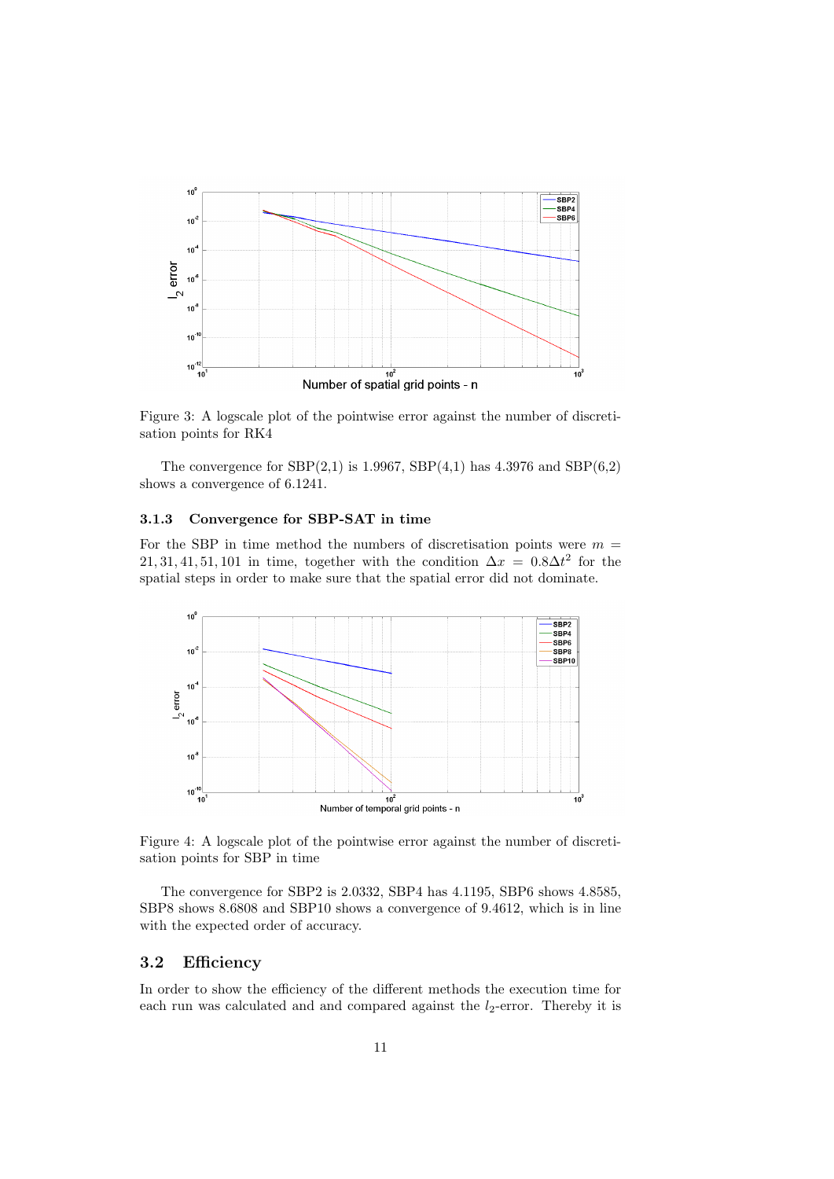Figure 3: A logscale plot of the pointwise error against the number of discretisation points for RK4

The convergence for SBP(2,1) is 1.9967, SBP(4,1) has 4.3976 and SBP(6,2) shows a convergence of 6.1241.

### 3.1.3 Convergence for SBP-SAT in time

For the SBP in time method the numbers of discretisation points were $m = 21, 31, 41, 51, 101$ in time, together with the condition $\Delta x = 0.8\Delta t^2$ for the spatial steps in order to make sure that the spatial error did not dominate.

Figure 4: A logscale plot of the pointwise error against the number of discretisation points for SBP in time

The convergence for SBP2 is 2.0332, SBP4 has 4.1195, SBP6 shows 4.8585, SBP8 shows 8.6808 and SBP10 shows a convergence of 9.4612, which is in line with the expected order of accuracy.

## 3.2 Efficiency

In order to show the efficiency of the different methods the execution time for each run was calculated and and compared against the $l_2$-error. Thereby it is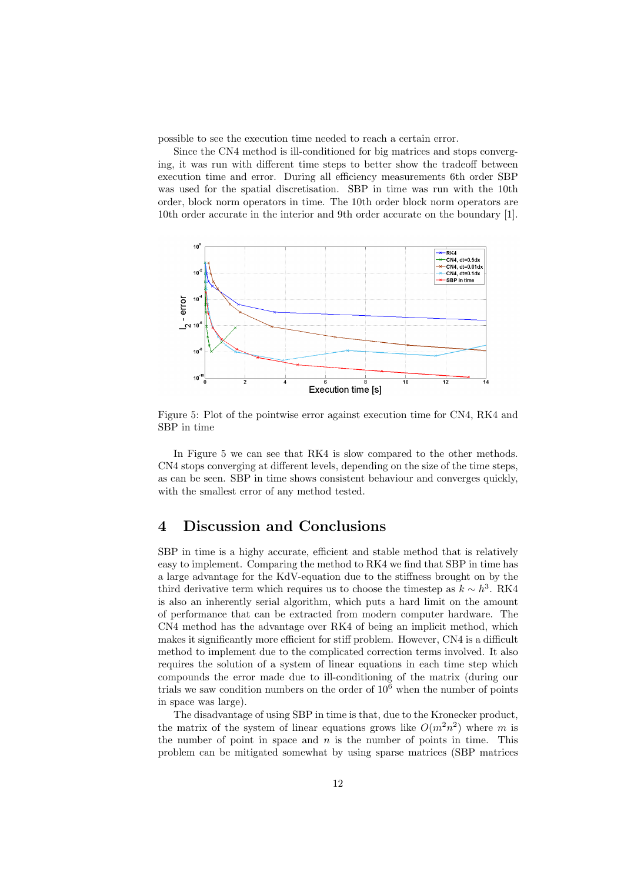possible to see the execution time needed to reach a certain error.

Since the CN4 method is ill-conditioned for big matrices and stops converging, it was run with different time steps to better show the tradeoff between execution time and error. During all efficiency measurements 6th order SBP was used for the spatial discretisation. SBP in time was run with the 10th order, block norm operators in time. The 10th order block norm operators are 10th order accurate in the interior and 9th order accurate on the boundary [1].

Figure 5: Plot of the pointwise error against execution time for CN4, RK4 and SBP in time

In Figure 5 we can see that RK4 is slow compared to the other methods. CN4 stops converging at different levels, depending on the size of the time steps, as can be seen. SBP in time shows consistent behaviour and converges quickly, with the smallest error of any method tested.

## 4 Discussion and Conclusions

SBP in time is a highy accurate, efficient and stable method that is relatively easy to implement. Comparing the method to RK4 we find that SBP in time has a large advantage for the KdV-equation due to the stiffness brought on by the third derivative term which requires us to choose the timestep as $k \sim h^3$. RK4 is also an inherently serial algorithm, which puts a hard limit on the amount of performance that can be extracted from modern computer hardware. The CN4 method has the advantage over RK4 of being an implicit method, which makes it significantly more efficient for stiff problem. However, CN4 is a difficult method to implement due to the complicated correction terms involved. It also requires the solution of a system of linear equations in each time step which compounds the error made due to ill-conditioning of the matrix (during our trials we saw condition numbers on the order of $10^6$ when the number of points in space was large).

The disadvantage of using SBP in time is that, due to the Kronecker product, the matrix of the system of linear equations grows like $O(m^2n^2)$ where $m$ is the number of point in space and $n$ is the number of points in time. This problem can be mitigated somewhat by using sparse matrices (SBP matrices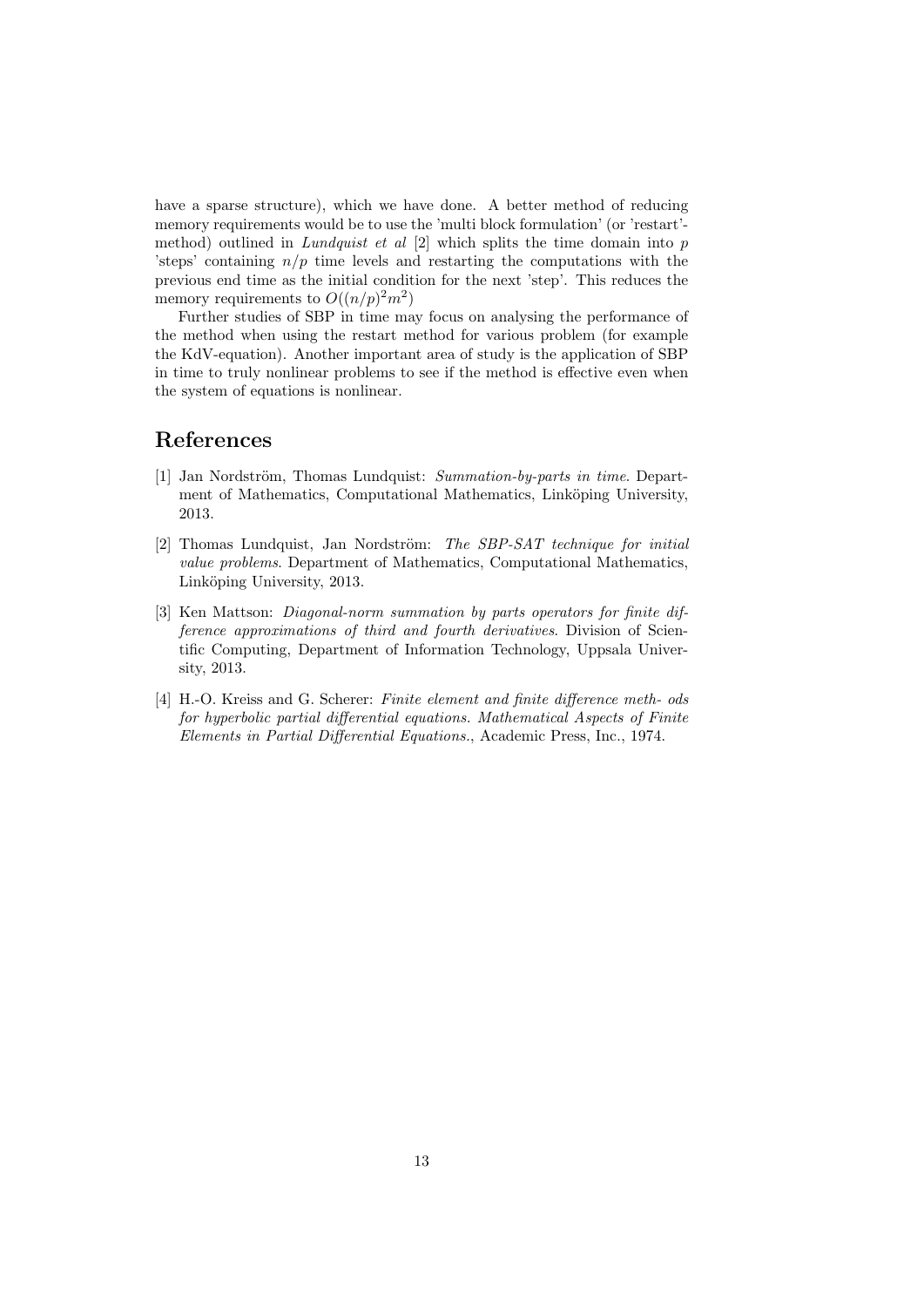have a sparse structure), which we have done. A better method of reducing memory requirements would be to use the 'multi block formulation' (or 'restart'-method) outlined in *Lundquist et al* [2] which splits the time domain into $p$ 'steps' containing $n/p$ time levels and restarting the computations with the previous end time as the initial condition for the next 'step'. This reduces the memory requirements to $O((n/p)^2m^2)$

Further studies of SBP in time may focus on analysing the performance of the method when using the restart method for various problem (for example the KdV-equation). Another important area of study is the application of SBP in time to truly nonlinear problems to see if the method is effective even when the system of equations is nonlinear.

# References

[1] Jan Nordström, Thomas Lundquist: *Summation-by-parts in time*. Department of Mathematics, Computational Mathematics, Linköping University, 2013.

[2] Thomas Lundquist, Jan Nordström: *The SBP-SAT technique for initial value problems*. Department of Mathematics, Computational Mathematics, Linköping University, 2013.

[3] Ken Mattson: *Diagonal-norm summation by parts operators for finite difference approximations of third and fourth derivatives*. Division of Scientific Computing, Department of Information Technology, Uppsala University, 2013.

[4] H.-O. Kreiss and G. Scherer: *Finite element and finite difference meth- ods for hyperbolic partial differential equations. Mathematical Aspects of Finite Elements in Partial Differential Equations.*, Academic Press, Inc., 1974.